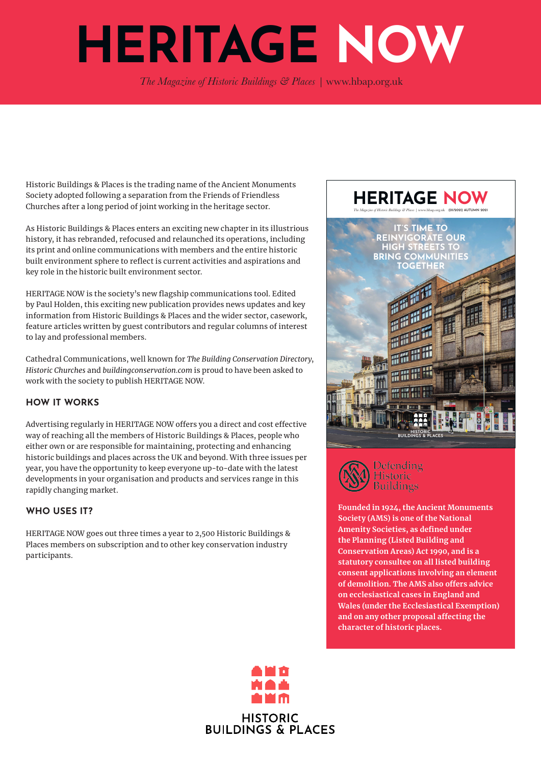# HERITAGE NOW

*The Magazine of Historic Buildings & Places* | www.hbap.org.uk

Historic Buildings & Places is the trading name of the Ancient Monuments Society adopted following a separation from the Friends of Friendless Churches after a long period of joint working in the heritage sector.

As Historic Buildings & Places enters an exciting new chapter in its illustrious history, it has rebranded, refocused and relaunched its operations, including its print and online communications with members and the entire historic built environment sphere to reflect is current activities and aspirations and key role in the historic built environment sector.

HERITAGE NOW is the society's new flagship communications tool. Edited by Paul Holden, this exciting new publication provides news updates and key information from Historic Buildings & Places and the wider sector, casework, feature articles written by guest contributors and regular columns of interest to lay and professional members.

Cathedral Communications, well known for *The Building Conservation Directory*, *Historic Churches* and *buildingconservation.com* is proud to have been asked to work with the society to publish HERITAGE NOW.

## HOW IT WORKS

Advertising regularly in HERITAGE NOW offers you a direct and cost effective way of reaching all the members of Historic Buildings & Places, people who either own or are responsible for maintaining, protecting and enhancing historic buildings and places across the UK and beyond. With three issues per year, you have the opportunity to keep everyone up-to-date with the latest developments in your organisation and products and services range in this rapidly changing market.

## WHO USES IT?

HERITAGE NOW goes out three times a year to 2,500 Historic Buildings & Places members on subscription and to other key conservation industry participants.

HERITAGE NOW

*The Magazine of Historic Buildings & Places* | www.hbap.org.uk (01/2021) AUTUMN 2021

IT'S TIME TO REINVIGORATE OUR HIGH STREETS TO BRING COMMUNITIES TOGETHER

HISTORIC BUILDINGS & PLACES

Defending Historic Buildings

**Founded in 1924, the Ancient Monuments Society (AMS) is one of the National Amenity Societies, as defined under the Planning (Listed Building and Conservation Areas) Act 1990, and is a statutory consultee on all listed building consent applications involving an element of demolition. The AMS also offers advice on ecclesiastical cases in England and Wales (under the Ecclesiastical Exemption) and on any other proposal affecting the character of historic places.**

HISTORIC BUILDINGS & PLACES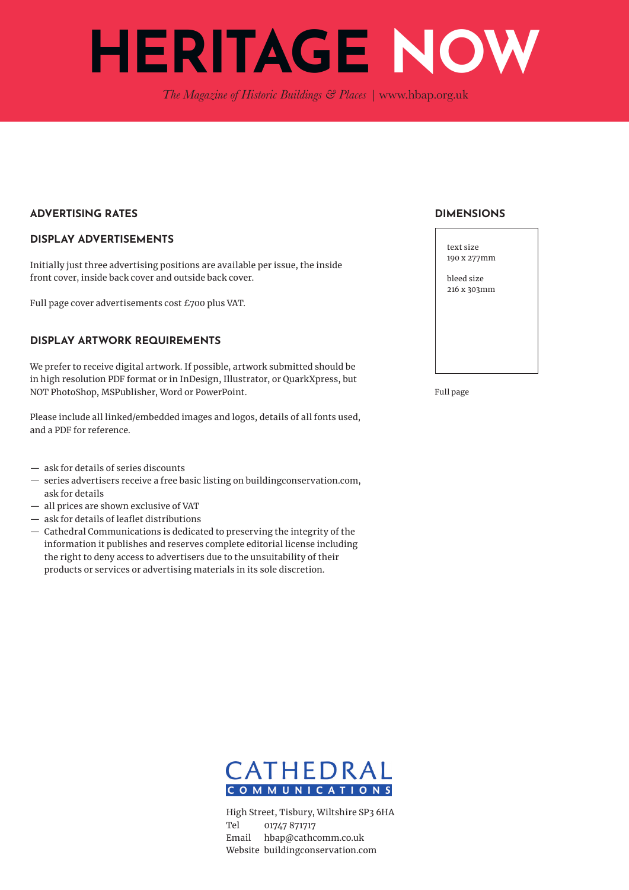# HERITAGE NOW

*The Magazine of Historic Buildings & Places* | www.hbap.org.uk

## ADVERTISING RATES

### DISPLAY ADVERTISEMENTS

Initially just three advertising positions are available per issue, the inside front cover, inside back cover and outside back cover.

Full page cover advertisements cost £700 plus VAT.

### DISPLAY ARTWORK REQUIREMENTS

We prefer to receive digital artwork. If possible, artwork submitted should be in high resolution PDF format or in InDesign, Illustrator, or QuarkXpress, but NOT PhotoShop, MSPublisher, Word or PowerPoint.

Please include all linked/embedded images and logos, details of all fonts used, and a PDF for reference.

- ask for details of series discounts
- series advertisers receive a free basic listing on buildingconservation.com, ask for details
- all prices are shown exclusive of VAT
- ask for details of leaflet distributions
- Cathedral Communications is dedicated to preserving the integrity of the information it publishes and reserves complete editorial license including the right to deny access to advertisers due to the unsuitability of their products or services or advertising materials in its sole discretion.

## DIMENSIONS

text size
190 x 277mm

bleed size
216 x 303mm

Full page

CATHEDRAL COMMUNICATIONS

High Street, Tisbury, Wiltshire SP3 6HA
Tel 01747 871717
Email hbap@cathcomm.co.uk
Website buildingconservation.com